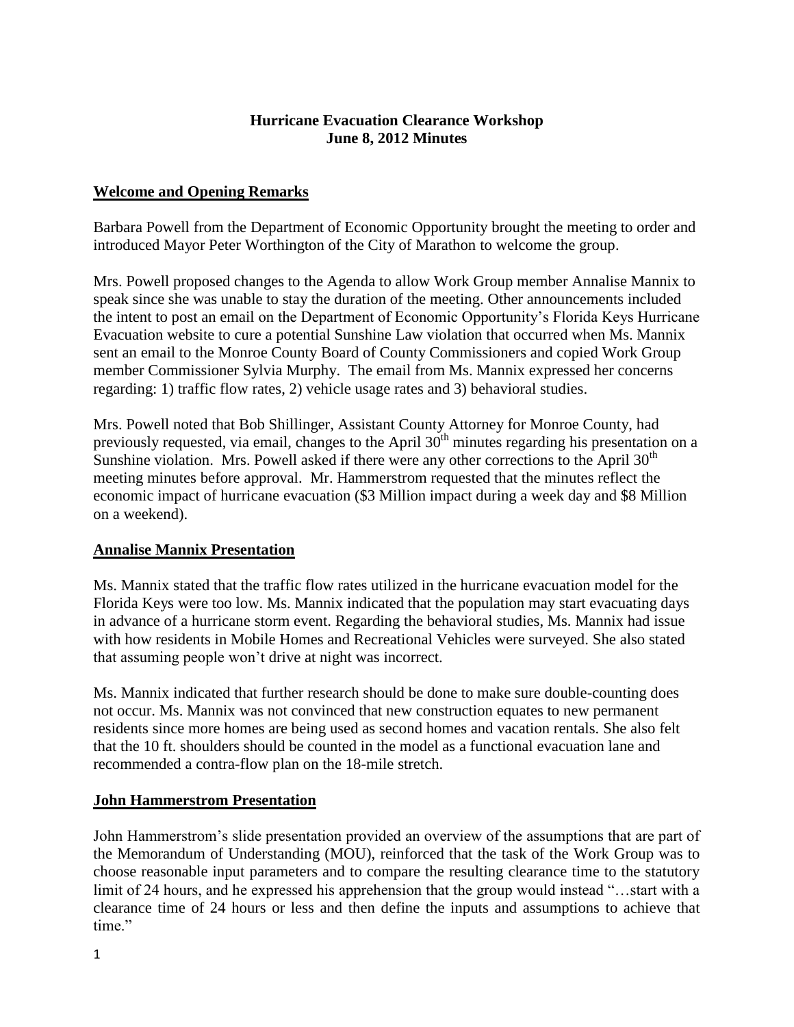# Hurricane Evacuation Clearance Workshop
# June 8, 2012 Minutes

## Welcome and Opening Remarks

Barbara Powell from the Department of Economic Opportunity brought the meeting to order and introduced Mayor Peter Worthington of the City of Marathon to welcome the group.

Mrs. Powell proposed changes to the Agenda to allow Work Group member Annalise Mannix to speak since she was unable to stay the duration of the meeting. Other announcements included the intent to post an email on the Department of Economic Opportunity's Florida Keys Hurricane Evacuation website to cure a potential Sunshine Law violation that occurred when Ms. Mannix sent an email to the Monroe County Board of County Commissioners and copied Work Group member Commissioner Sylvia Murphy. The email from Ms. Mannix expressed her concerns regarding: 1) traffic flow rates, 2) vehicle usage rates and 3) behavioral studies.

Mrs. Powell noted that Bob Shillinger, Assistant County Attorney for Monroe County, had previously requested, via email, changes to the April 30th minutes regarding his presentation on a Sunshine violation. Mrs. Powell asked if there were any other corrections to the April 30th meeting minutes before approval. Mr. Hammerstrom requested that the minutes reflect the economic impact of hurricane evacuation ($3 Million impact during a week day and $8 Million on a weekend).

## Annalise Mannix Presentation

Ms. Mannix stated that the traffic flow rates utilized in the hurricane evacuation model for the Florida Keys were too low. Ms. Mannix indicated that the population may start evacuating days in advance of a hurricane storm event. Regarding the behavioral studies, Ms. Mannix had issue with how residents in Mobile Homes and Recreational Vehicles were surveyed. She also stated that assuming people won't drive at night was incorrect.

Ms. Mannix indicated that further research should be done to make sure double-counting does not occur. Ms. Mannix was not convinced that new construction equates to new permanent residents since more homes are being used as second homes and vacation rentals. She also felt that the 10 ft. shoulders should be counted in the model as a functional evacuation lane and recommended a contra-flow plan on the 18-mile stretch.

## John Hammerstrom Presentation

John Hammerstrom's slide presentation provided an overview of the assumptions that are part of the Memorandum of Understanding (MOU), reinforced that the task of the Work Group was to choose reasonable input parameters and to compare the resulting clearance time to the statutory limit of 24 hours, and he expressed his apprehension that the group would instead "…start with a clearance time of 24 hours or less and then define the inputs and assumptions to achieve that time."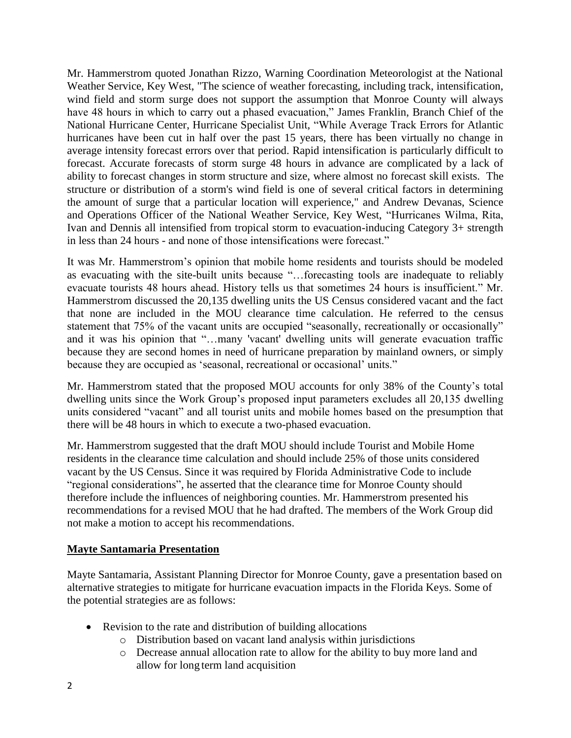Mr. Hammerstrom quoted Jonathan Rizzo, Warning Coordination Meteorologist at the National Weather Service, Key West, "The science of weather forecasting, including track, intensification, wind field and storm surge does not support the assumption that Monroe County will always have 48 hours in which to carry out a phased evacuation," James Franklin, Branch Chief of the National Hurricane Center, Hurricane Specialist Unit, "While Average Track Errors for Atlantic hurricanes have been cut in half over the past 15 years, there has been virtually no change in average intensity forecast errors over that period. Rapid intensification is particularly difficult to forecast. Accurate forecasts of storm surge 48 hours in advance are complicated by a lack of ability to forecast changes in storm structure and size, where almost no forecast skill exists. The structure or distribution of a storm's wind field is one of several critical factors in determining the amount of surge that a particular location will experience," and Andrew Devanas, Science and Operations Officer of the National Weather Service, Key West, "Hurricanes Wilma, Rita, Ivan and Dennis all intensified from tropical storm to evacuation-inducing Category 3+ strength in less than 24 hours - and none of those intensifications were forecast."

It was Mr. Hammerstrom's opinion that mobile home residents and tourists should be modeled as evacuating with the site-built units because "…forecasting tools are inadequate to reliably evacuate tourists 48 hours ahead. History tells us that sometimes 24 hours is insufficient." Mr. Hammerstrom discussed the 20,135 dwelling units the US Census considered vacant and the fact that none are included in the MOU clearance time calculation. He referred to the census statement that 75% of the vacant units are occupied "seasonally, recreationally or occasionally" and it was his opinion that "…many 'vacant' dwelling units will generate evacuation traffic because they are second homes in need of hurricane preparation by mainland owners, or simply because they are occupied as 'seasonal, recreational or occasional' units."

Mr. Hammerstrom stated that the proposed MOU accounts for only 38% of the County's total dwelling units since the Work Group's proposed input parameters excludes all 20,135 dwelling units considered "vacant" and all tourist units and mobile homes based on the presumption that there will be 48 hours in which to execute a two-phased evacuation.

Mr. Hammerstrom suggested that the draft MOU should include Tourist and Mobile Home residents in the clearance time calculation and should include 25% of those units considered vacant by the US Census. Since it was required by Florida Administrative Code to include "regional considerations", he asserted that the clearance time for Monroe County should therefore include the influences of neighboring counties. Mr. Hammerstrom presented his recommendations for a revised MOU that he had drafted. The members of the Work Group did not make a motion to accept his recommendations.

## Mayte Santamaria Presentation

Mayte Santamaria, Assistant Planning Director for Monroe County, gave a presentation based on alternative strategies to mitigate for hurricane evacuation impacts in the Florida Keys. Some of the potential strategies are as follows:

- Revision to the rate and distribution of building allocations
  - Distribution based on vacant land analysis within jurisdictions
  - Decrease annual allocation rate to allow for the ability to buy more land and allow for long term land acquisition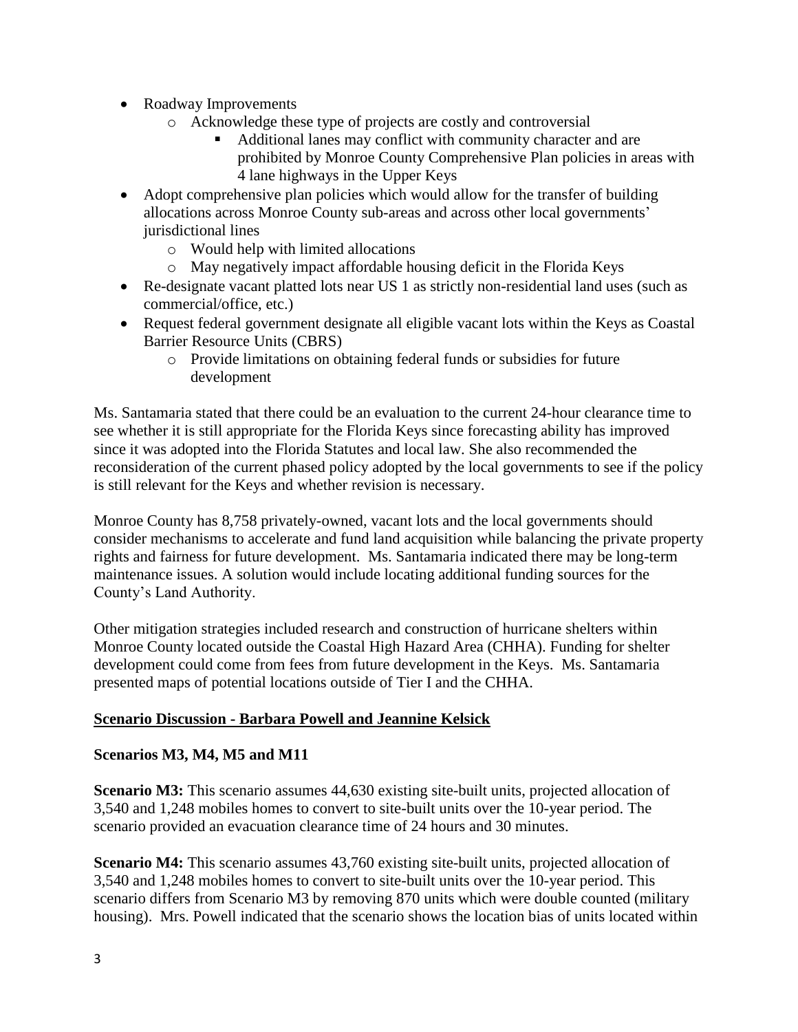- Roadway Improvements
    - Acknowledge these type of projects are costly and controversial
        - Additional lanes may conflict with community character and are prohibited by Monroe County Comprehensive Plan policies in areas with 4 lane highways in the Upper Keys
- Adopt comprehensive plan policies which would allow for the transfer of building allocations across Monroe County sub-areas and across other local governments' jurisdictional lines
    - Would help with limited allocations
    - May negatively impact affordable housing deficit in the Florida Keys
- Re-designate vacant platted lots near US 1 as strictly non-residential land uses (such as commercial/office, etc.)
- Request federal government designate all eligible vacant lots within the Keys as Coastal Barrier Resource Units (CBRS)
    - Provide limitations on obtaining federal funds or subsidies for future development

Ms. Santamaria stated that there could be an evaluation to the current 24-hour clearance time to see whether it is still appropriate for the Florida Keys since forecasting ability has improved since it was adopted into the Florida Statutes and local law. She also recommended the reconsideration of the current phased policy adopted by the local governments to see if the policy is still relevant for the Keys and whether revision is necessary.

Monroe County has 8,758 privately-owned, vacant lots and the local governments should consider mechanisms to accelerate and fund land acquisition while balancing the private property rights and fairness for future development. Ms. Santamaria indicated there may be long-term maintenance issues. A solution would include locating additional funding sources for the County's Land Authority.

Other mitigation strategies included research and construction of hurricane shelters within Monroe County located outside the Coastal High Hazard Area (CHHA). Funding for shelter development could come from fees from future development in the Keys. Ms. Santamaria presented maps of potential locations outside of Tier I and the CHHA.

## Scenario Discussion - Barbara Powell and Jeannine Kelsick

### Scenarios M3, M4, M5 and M11

**Scenario M3:** This scenario assumes 44,630 existing site-built units, projected allocation of 3,540 and 1,248 mobiles homes to convert to site-built units over the 10-year period. The scenario provided an evacuation clearance time of 24 hours and 30 minutes.

**Scenario M4:** This scenario assumes 43,760 existing site-built units, projected allocation of 3,540 and 1,248 mobiles homes to convert to site-built units over the 10-year period. This scenario differs from Scenario M3 by removing 870 units which were double counted (military housing). Mrs. Powell indicated that the scenario shows the location bias of units located within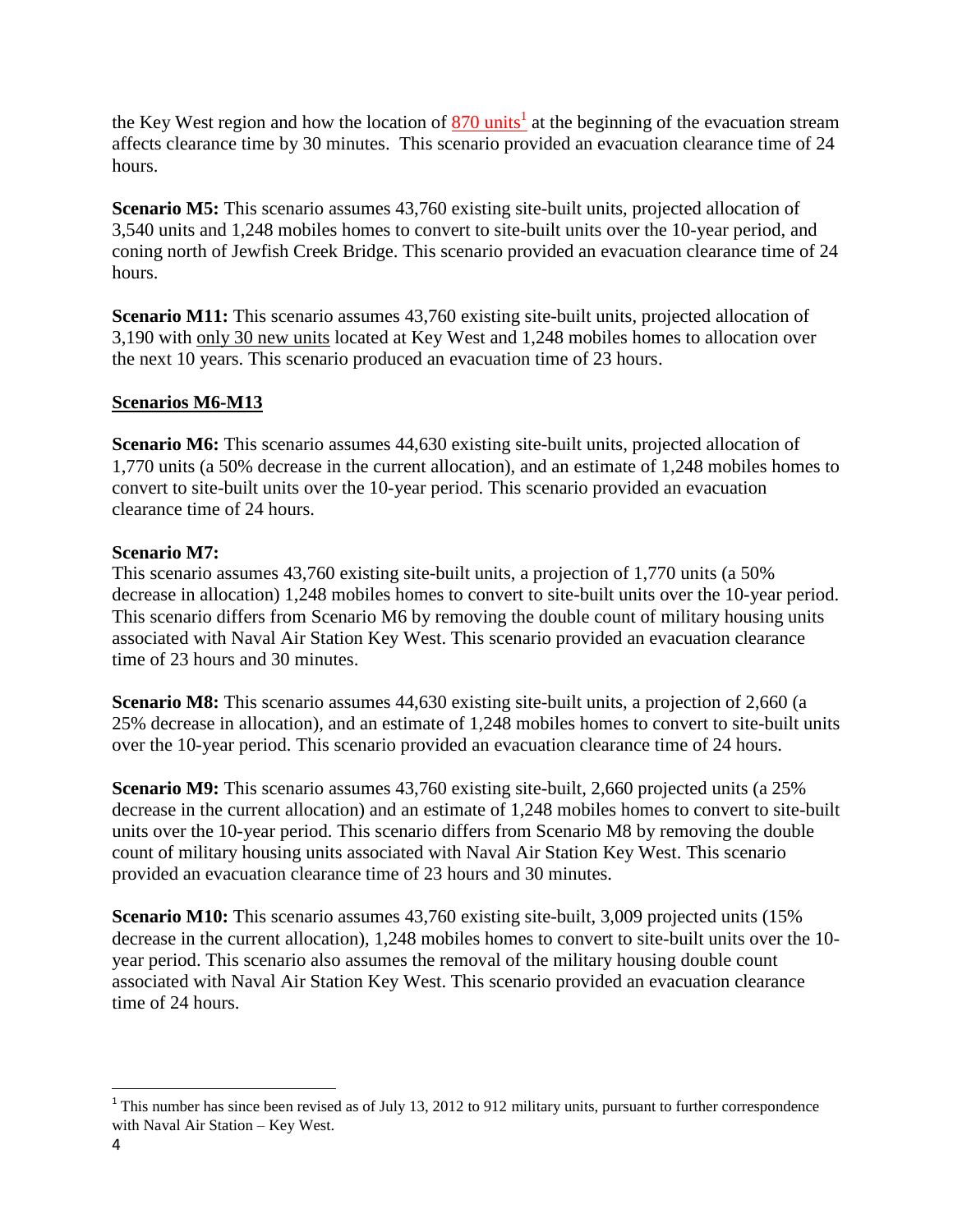the Key West region and how the location of 870 units[1] at the beginning of the evacuation stream affects clearance time by 30 minutes. This scenario provided an evacuation clearance time of 24 hours.

**Scenario M5:** This scenario assumes 43,760 existing site-built units, projected allocation of 3,540 units and 1,248 mobiles homes to convert to site-built units over the 10-year period, and coning north of Jewfish Creek Bridge. This scenario provided an evacuation clearance time of 24 hours.

**Scenario M11:** This scenario assumes 43,760 existing site-built units, projected allocation of 3,190 with only 30 new units located at Key West and 1,248 mobiles homes to allocation over the next 10 years. This scenario produced an evacuation time of 23 hours.

**Scenarios M6-M13**

**Scenario M6:** This scenario assumes 44,630 existing site-built units, projected allocation of 1,770 units (a 50% decrease in the current allocation), and an estimate of 1,248 mobiles homes to convert to site-built units over the 10-year period. This scenario provided an evacuation clearance time of 24 hours.

**Scenario M7:**
This scenario assumes 43,760 existing site-built units, a projection of 1,770 units (a 50% decrease in allocation) 1,248 mobiles homes to convert to site-built units over the 10-year period. This scenario differs from Scenario M6 by removing the double count of military housing units associated with Naval Air Station Key West. This scenario provided an evacuation clearance time of 23 hours and 30 minutes.

**Scenario M8:** This scenario assumes 44,630 existing site-built units, a projection of 2,660 (a 25% decrease in allocation), and an estimate of 1,248 mobiles homes to convert to site-built units over the 10-year period. This scenario provided an evacuation clearance time of 24 hours.

**Scenario M9:** This scenario assumes 43,760 existing site-built, 2,660 projected units (a 25% decrease in the current allocation) and an estimate of 1,248 mobiles homes to convert to site-built units over the 10-year period. This scenario differs from Scenario M8 by removing the double count of military housing units associated with Naval Air Station Key West. This scenario provided an evacuation clearance time of 23 hours and 30 minutes.

**Scenario M10:** This scenario assumes 43,760 existing site-built, 3,009 projected units (15% decrease in the current allocation), 1,248 mobiles homes to convert to site-built units over the 10-year period. This scenario also assumes the removal of the military housing double count associated with Naval Air Station Key West. This scenario provided an evacuation clearance time of 24 hours.

[1] This number has since been revised as of July 13, 2012 to 912 military units, pursuant to further correspondence with Naval Air Station – Key West.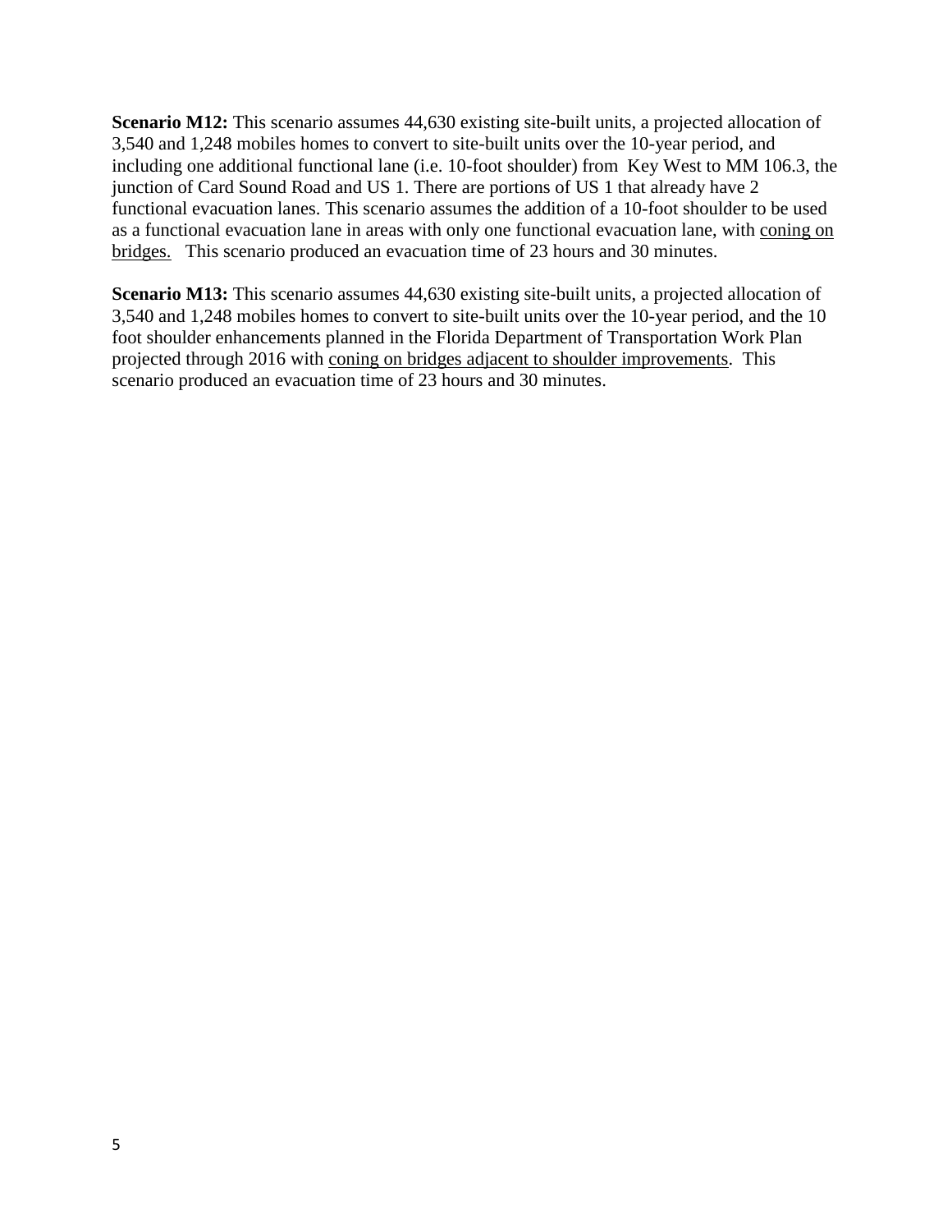**Scenario M12:** This scenario assumes 44,630 existing site-built units, a projected allocation of 3,540 and 1,248 mobiles homes to convert to site-built units over the 10-year period, and including one additional functional lane (i.e. 10-foot shoulder) from Key West to MM 106.3, the junction of Card Sound Road and US 1. There are portions of US 1 that already have 2 functional evacuation lanes. This scenario assumes the addition of a 10-foot shoulder to be used as a functional evacuation lane in areas with only one functional evacuation lane, with <u>coning on bridges.</u> This scenario produced an evacuation time of 23 hours and 30 minutes.

**Scenario M13:** This scenario assumes 44,630 existing site-built units, a projected allocation of 3,540 and 1,248 mobiles homes to convert to site-built units over the 10-year period, and the 10 foot shoulder enhancements planned in the Florida Department of Transportation Work Plan projected through 2016 with <u>coning on bridges adjacent to shoulder improvements</u>. This scenario produced an evacuation time of 23 hours and 30 minutes.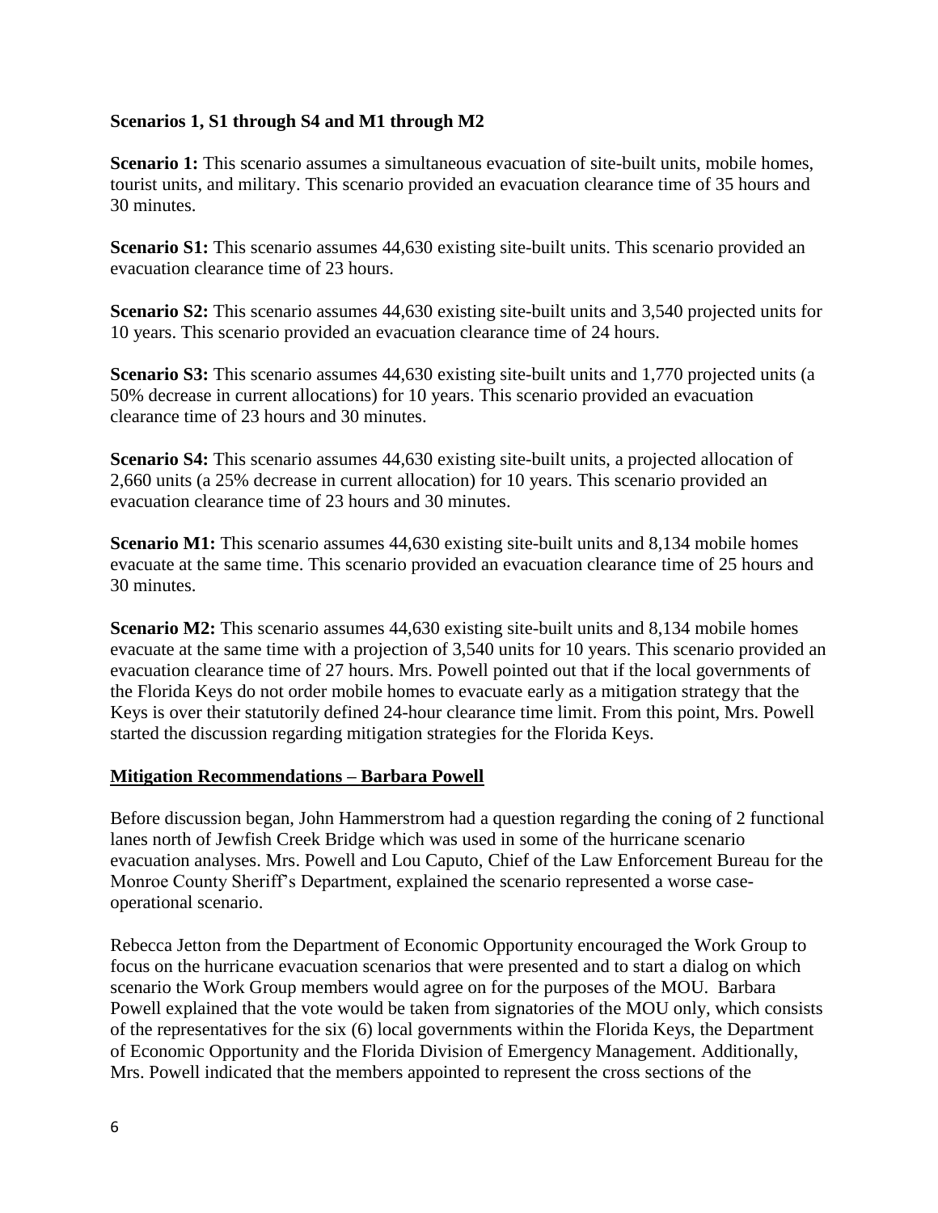**Scenarios 1, S1 through S4 and M1 through M2**

**Scenario 1:** This scenario assumes a simultaneous evacuation of site-built units, mobile homes, tourist units, and military. This scenario provided an evacuation clearance time of 35 hours and 30 minutes.

**Scenario S1:** This scenario assumes 44,630 existing site-built units. This scenario provided an evacuation clearance time of 23 hours.

**Scenario S2:** This scenario assumes 44,630 existing site-built units and 3,540 projected units for 10 years. This scenario provided an evacuation clearance time of 24 hours.

**Scenario S3:** This scenario assumes 44,630 existing site-built units and 1,770 projected units (a 50% decrease in current allocations) for 10 years. This scenario provided an evacuation clearance time of 23 hours and 30 minutes.

**Scenario S4:** This scenario assumes 44,630 existing site-built units, a projected allocation of 2,660 units (a 25% decrease in current allocation) for 10 years. This scenario provided an evacuation clearance time of 23 hours and 30 minutes.

**Scenario M1:** This scenario assumes 44,630 existing site-built units and 8,134 mobile homes evacuate at the same time. This scenario provided an evacuation clearance time of 25 hours and 30 minutes.

**Scenario M2:** This scenario assumes 44,630 existing site-built units and 8,134 mobile homes evacuate at the same time with a projection of 3,540 units for 10 years. This scenario provided an evacuation clearance time of 27 hours. Mrs. Powell pointed out that if the local governments of the Florida Keys do not order mobile homes to evacuate early as a mitigation strategy that the Keys is over their statutorily defined 24-hour clearance time limit. From this point, Mrs. Powell started the discussion regarding mitigation strategies for the Florida Keys.

## Mitigation Recommendations – Barbara Powell

Before discussion began, John Hammerstrom had a question regarding the coning of 2 functional lanes north of Jewfish Creek Bridge which was used in some of the hurricane scenario evacuation analyses. Mrs. Powell and Lou Caputo, Chief of the Law Enforcement Bureau for the Monroe County Sheriff's Department, explained the scenario represented a worse case-operational scenario.

Rebecca Jetton from the Department of Economic Opportunity encouraged the Work Group to focus on the hurricane evacuation scenarios that were presented and to start a dialog on which scenario the Work Group members would agree on for the purposes of the MOU. Barbara Powell explained that the vote would be taken from signatories of the MOU only, which consists of the representatives for the six (6) local governments within the Florida Keys, the Department of Economic Opportunity and the Florida Division of Emergency Management. Additionally, Mrs. Powell indicated that the members appointed to represent the cross sections of the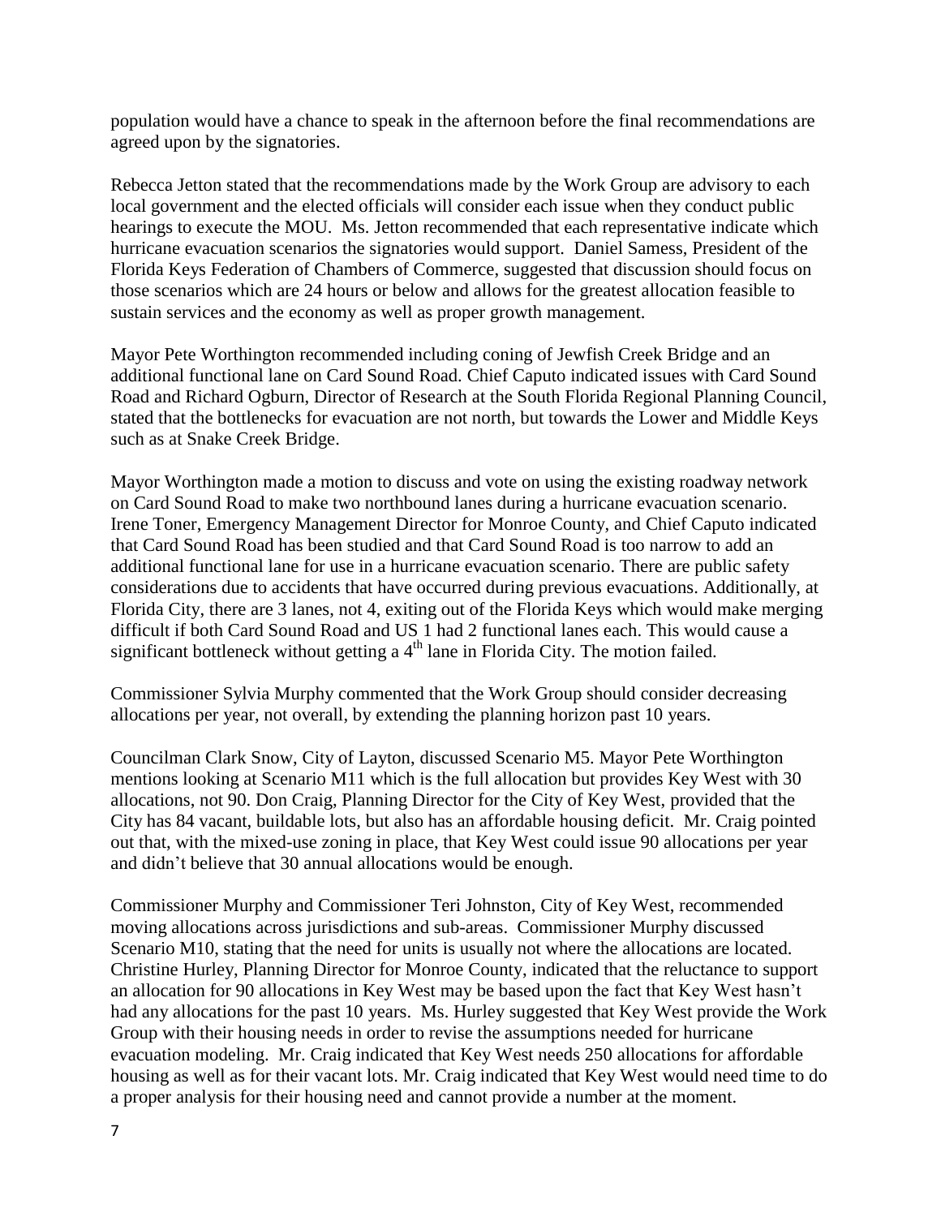population would have a chance to speak in the afternoon before the final recommendations are agreed upon by the signatories.

Rebecca Jetton stated that the recommendations made by the Work Group are advisory to each local government and the elected officials will consider each issue when they conduct public hearings to execute the MOU. Ms. Jetton recommended that each representative indicate which hurricane evacuation scenarios the signatories would support. Daniel Samess, President of the Florida Keys Federation of Chambers of Commerce, suggested that discussion should focus on those scenarios which are 24 hours or below and allows for the greatest allocation feasible to sustain services and the economy as well as proper growth management.

Mayor Pete Worthington recommended including coning of Jewfish Creek Bridge and an additional functional lane on Card Sound Road. Chief Caputo indicated issues with Card Sound Road and Richard Ogburn, Director of Research at the South Florida Regional Planning Council, stated that the bottlenecks for evacuation are not north, but towards the Lower and Middle Keys such as at Snake Creek Bridge.

Mayor Worthington made a motion to discuss and vote on using the existing roadway network on Card Sound Road to make two northbound lanes during a hurricane evacuation scenario. Irene Toner, Emergency Management Director for Monroe County, and Chief Caputo indicated that Card Sound Road has been studied and that Card Sound Road is too narrow to add an additional functional lane for use in a hurricane evacuation scenario. There are public safety considerations due to accidents that have occurred during previous evacuations. Additionally, at Florida City, there are 3 lanes, not 4, exiting out of the Florida Keys which would make merging difficult if both Card Sound Road and US 1 had 2 functional lanes each. This would cause a significant bottleneck without getting a 4th lane in Florida City. The motion failed.

Commissioner Sylvia Murphy commented that the Work Group should consider decreasing allocations per year, not overall, by extending the planning horizon past 10 years.

Councilman Clark Snow, City of Layton, discussed Scenario M5. Mayor Pete Worthington mentions looking at Scenario M11 which is the full allocation but provides Key West with 30 allocations, not 90. Don Craig, Planning Director for the City of Key West, provided that the City has 84 vacant, buildable lots, but also has an affordable housing deficit. Mr. Craig pointed out that, with the mixed-use zoning in place, that Key West could issue 90 allocations per year and didn't believe that 30 annual allocations would be enough.

Commissioner Murphy and Commissioner Teri Johnston, City of Key West, recommended moving allocations across jurisdictions and sub-areas. Commissioner Murphy discussed Scenario M10, stating that the need for units is usually not where the allocations are located. Christine Hurley, Planning Director for Monroe County, indicated that the reluctance to support an allocation for 90 allocations in Key West may be based upon the fact that Key West hasn't had any allocations for the past 10 years. Ms. Hurley suggested that Key West provide the Work Group with their housing needs in order to revise the assumptions needed for hurricane evacuation modeling. Mr. Craig indicated that Key West needs 250 allocations for affordable housing as well as for their vacant lots. Mr. Craig indicated that Key West would need time to do a proper analysis for their housing need and cannot provide a number at the moment.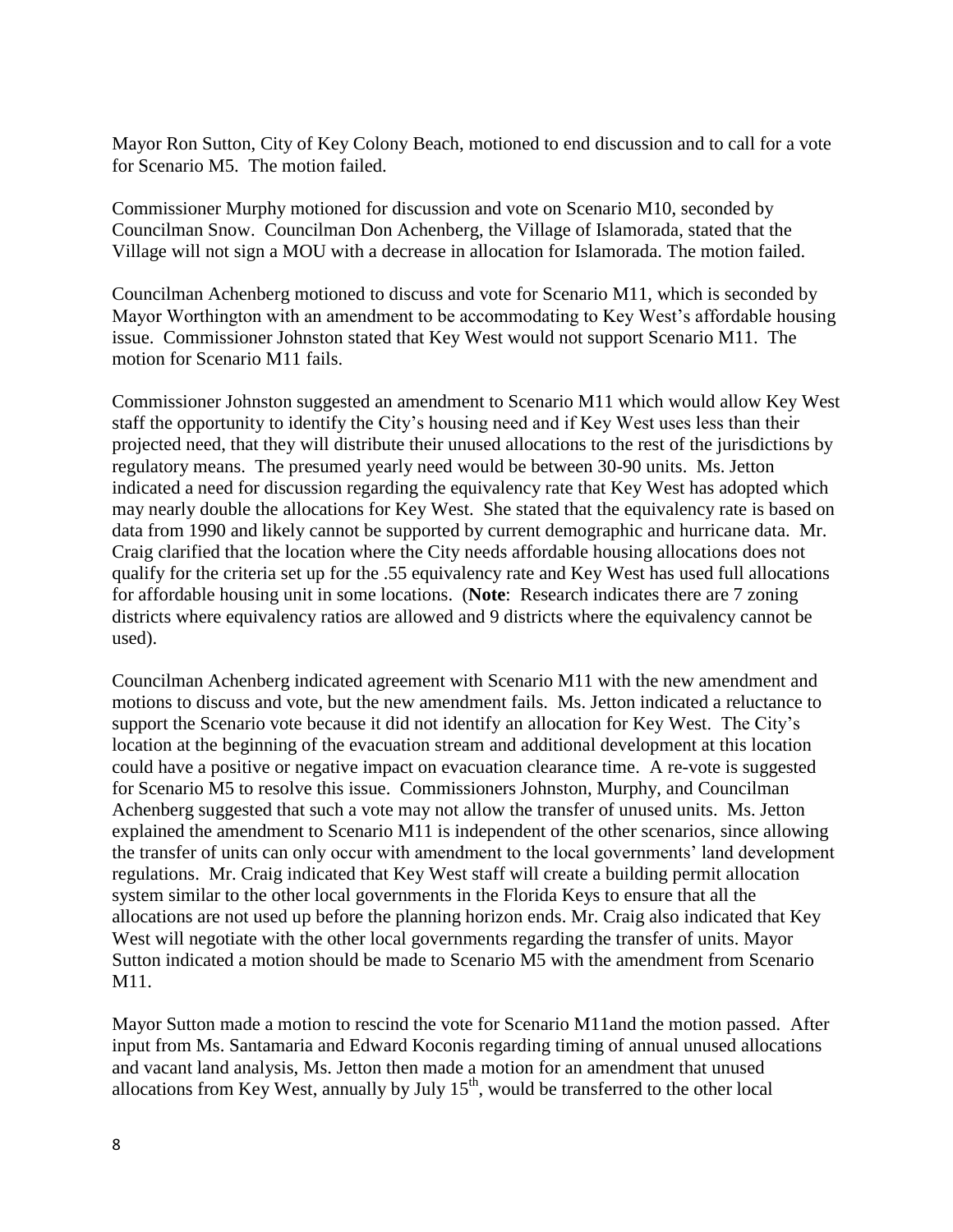Mayor Ron Sutton, City of Key Colony Beach, motioned to end discussion and to call for a vote for Scenario M5. The motion failed.

Commissioner Murphy motioned for discussion and vote on Scenario M10, seconded by Councilman Snow. Councilman Don Achenberg, the Village of Islamorada, stated that the Village will not sign a MOU with a decrease in allocation for Islamorada. The motion failed.

Councilman Achenberg motioned to discuss and vote for Scenario M11, which is seconded by Mayor Worthington with an amendment to be accommodating to Key West's affordable housing issue. Commissioner Johnston stated that Key West would not support Scenario M11. The motion for Scenario M11 fails.

Commissioner Johnston suggested an amendment to Scenario M11 which would allow Key West staff the opportunity to identify the City's housing need and if Key West uses less than their projected need, that they will distribute their unused allocations to the rest of the jurisdictions by regulatory means. The presumed yearly need would be between 30-90 units. Ms. Jetton indicated a need for discussion regarding the equivalency rate that Key West has adopted which may nearly double the allocations for Key West. She stated that the equivalency rate is based on data from 1990 and likely cannot be supported by current demographic and hurricane data. Mr. Craig clarified that the location where the City needs affordable housing allocations does not qualify for the criteria set up for the .55 equivalency rate and Key West has used full allocations for affordable housing unit in some locations. (**Note**: Research indicates there are 7 zoning districts where equivalency ratios are allowed and 9 districts where the equivalency cannot be used).

Councilman Achenberg indicated agreement with Scenario M11 with the new amendment and motions to discuss and vote, but the new amendment fails. Ms. Jetton indicated a reluctance to support the Scenario vote because it did not identify an allocation for Key West. The City's location at the beginning of the evacuation stream and additional development at this location could have a positive or negative impact on evacuation clearance time. A re-vote is suggested for Scenario M5 to resolve this issue. Commissioners Johnston, Murphy, and Councilman Achenberg suggested that such a vote may not allow the transfer of unused units. Ms. Jetton explained the amendment to Scenario M11 is independent of the other scenarios, since allowing the transfer of units can only occur with amendment to the local governments' land development regulations. Mr. Craig indicated that Key West staff will create a building permit allocation system similar to the other local governments in the Florida Keys to ensure that all the allocations are not used up before the planning horizon ends. Mr. Craig also indicated that Key West will negotiate with the other local governments regarding the transfer of units. Mayor Sutton indicated a motion should be made to Scenario M5 with the amendment from Scenario M11.

Mayor Sutton made a motion to rescind the vote for Scenario M11and the motion passed. After input from Ms. Santamaria and Edward Koconis regarding timing of annual unused allocations and vacant land analysis, Ms. Jetton then made a motion for an amendment that unused allocations from Key West, annually by July 15th, would be transferred to the other local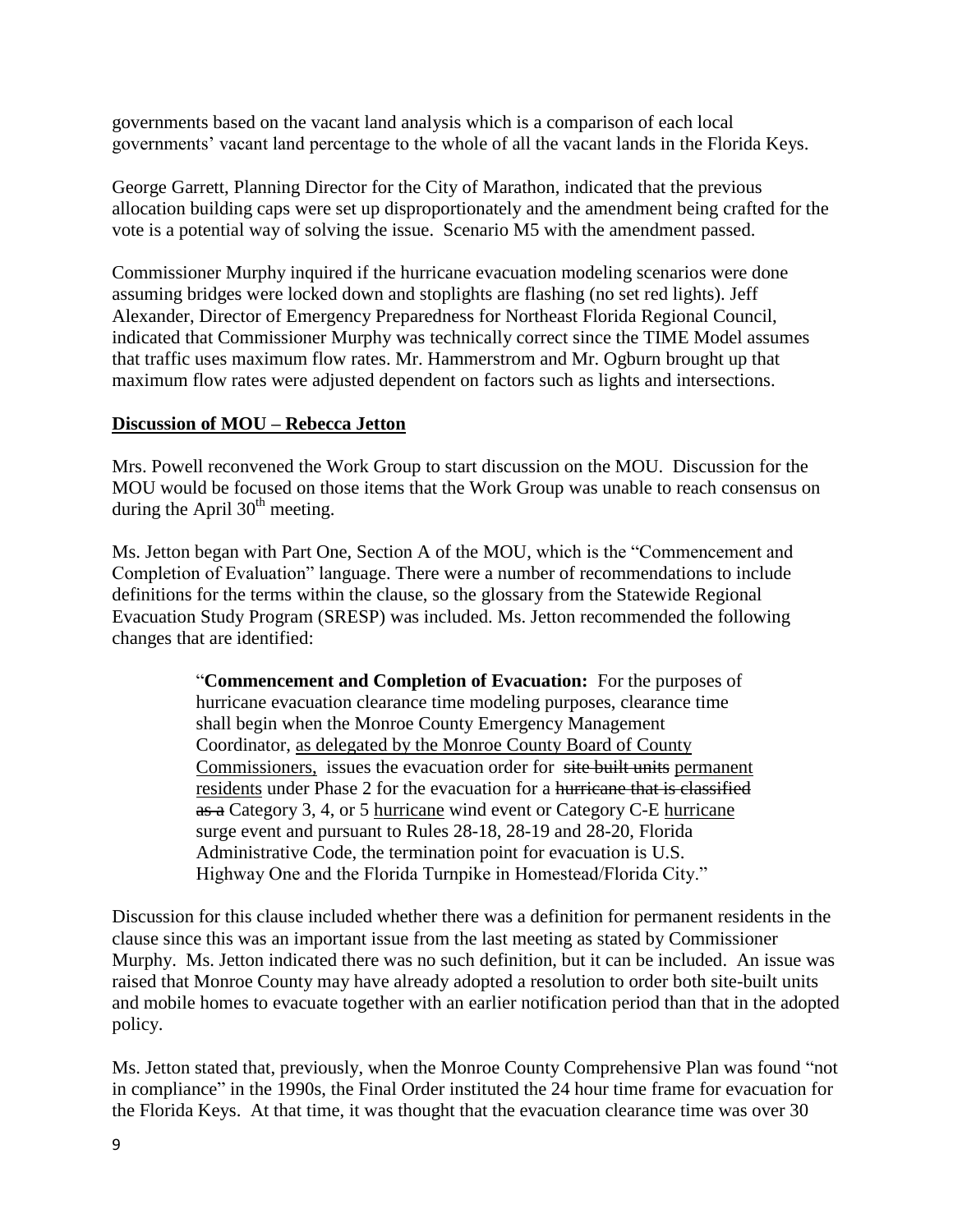governments based on the vacant land analysis which is a comparison of each local governments' vacant land percentage to the whole of all the vacant lands in the Florida Keys.

George Garrett, Planning Director for the City of Marathon, indicated that the previous allocation building caps were set up disproportionately and the amendment being crafted for the vote is a potential way of solving the issue. Scenario M5 with the amendment passed.

Commissioner Murphy inquired if the hurricane evacuation modeling scenarios were done assuming bridges were locked down and stoplights are flashing (no set red lights). Jeff Alexander, Director of Emergency Preparedness for Northeast Florida Regional Council, indicated that Commissioner Murphy was technically correct since the TIME Model assumes that traffic uses maximum flow rates. Mr. Hammerstrom and Mr. Ogburn brought up that maximum flow rates were adjusted dependent on factors such as lights and intersections.

**Discussion of MOU – Rebecca Jetton**

Mrs. Powell reconvened the Work Group to start discussion on the MOU. Discussion for the MOU would be focused on those items that the Work Group was unable to reach consensus on during the April 30th meeting.

Ms. Jetton began with Part One, Section A of the MOU, which is the "Commencement and Completion of Evaluation" language. There were a number of recommendations to include definitions for the terms within the clause, so the glossary from the Statewide Regional Evacuation Study Program (SRESP) was included. Ms. Jetton recommended the following changes that are identified:

> "**Commencement and Completion of Evacuation:** For the purposes of hurricane evacuation clearance time modeling purposes, clearance time shall begin when the Monroe County Emergency Management Coordinator, <u>as delegated by the Monroe County Board of County Commissioners,</u> issues the evacuation order for ~~site built units~~ <u>permanent residents</u> under Phase 2 for the evacuation for a ~~hurricane that is classified as a~~ Category 3, 4, or 5 <u>hurricane</u> wind event or Category C-E <u>hurricane</u> surge event and pursuant to Rules 28-18, 28-19 and 28-20, Florida Administrative Code, the termination point for evacuation is U.S. Highway One and the Florida Turnpike in Homestead/Florida City."

Discussion for this clause included whether there was a definition for permanent residents in the clause since this was an important issue from the last meeting as stated by Commissioner Murphy. Ms. Jetton indicated there was no such definition, but it can be included. An issue was raised that Monroe County may have already adopted a resolution to order both site-built units and mobile homes to evacuate together with an earlier notification period than that in the adopted policy.

Ms. Jetton stated that, previously, when the Monroe County Comprehensive Plan was found "not in compliance" in the 1990s, the Final Order instituted the 24 hour time frame for evacuation for the Florida Keys. At that time, it was thought that the evacuation clearance time was over 30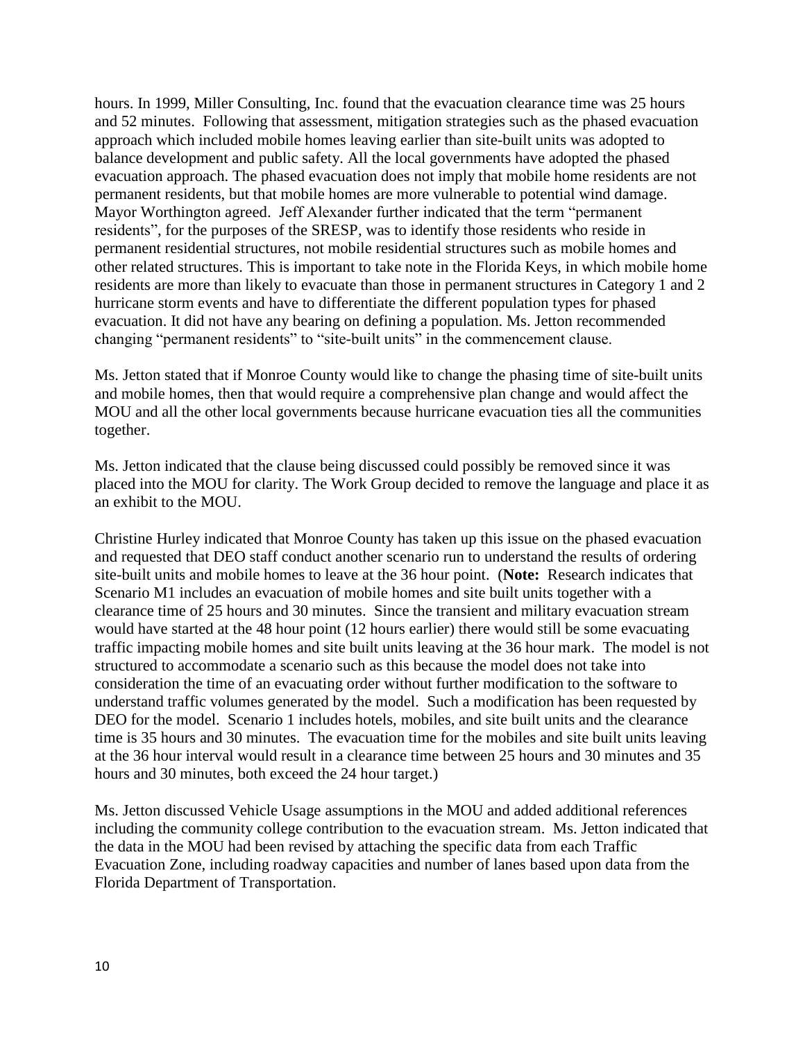hours. In 1999, Miller Consulting, Inc. found that the evacuation clearance time was 25 hours and 52 minutes. Following that assessment, mitigation strategies such as the phased evacuation approach which included mobile homes leaving earlier than site-built units was adopted to balance development and public safety. All the local governments have adopted the phased evacuation approach. The phased evacuation does not imply that mobile home residents are not permanent residents, but that mobile homes are more vulnerable to potential wind damage. Mayor Worthington agreed. Jeff Alexander further indicated that the term "permanent residents", for the purposes of the SRESP, was to identify those residents who reside in permanent residential structures, not mobile residential structures such as mobile homes and other related structures. This is important to take note in the Florida Keys, in which mobile home residents are more than likely to evacuate than those in permanent structures in Category 1 and 2 hurricane storm events and have to differentiate the different population types for phased evacuation. It did not have any bearing on defining a population. Ms. Jetton recommended changing "permanent residents" to "site-built units" in the commencement clause.

Ms. Jetton stated that if Monroe County would like to change the phasing time of site-built units and mobile homes, then that would require a comprehensive plan change and would affect the MOU and all the other local governments because hurricane evacuation ties all the communities together.

Ms. Jetton indicated that the clause being discussed could possibly be removed since it was placed into the MOU for clarity. The Work Group decided to remove the language and place it as an exhibit to the MOU.

Christine Hurley indicated that Monroe County has taken up this issue on the phased evacuation and requested that DEO staff conduct another scenario run to understand the results of ordering site-built units and mobile homes to leave at the 36 hour point. (**Note:** Research indicates that Scenario M1 includes an evacuation of mobile homes and site built units together with a clearance time of 25 hours and 30 minutes. Since the transient and military evacuation stream would have started at the 48 hour point (12 hours earlier) there would still be some evacuating traffic impacting mobile homes and site built units leaving at the 36 hour mark. The model is not structured to accommodate a scenario such as this because the model does not take into consideration the time of an evacuating order without further modification to the software to understand traffic volumes generated by the model. Such a modification has been requested by DEO for the model. Scenario 1 includes hotels, mobiles, and site built units and the clearance time is 35 hours and 30 minutes. The evacuation time for the mobiles and site built units leaving at the 36 hour interval would result in a clearance time between 25 hours and 30 minutes and 35 hours and 30 minutes, both exceed the 24 hour target.)

Ms. Jetton discussed Vehicle Usage assumptions in the MOU and added additional references including the community college contribution to the evacuation stream. Ms. Jetton indicated that the data in the MOU had been revised by attaching the specific data from each Traffic Evacuation Zone, including roadway capacities and number of lanes based upon data from the Florida Department of Transportation.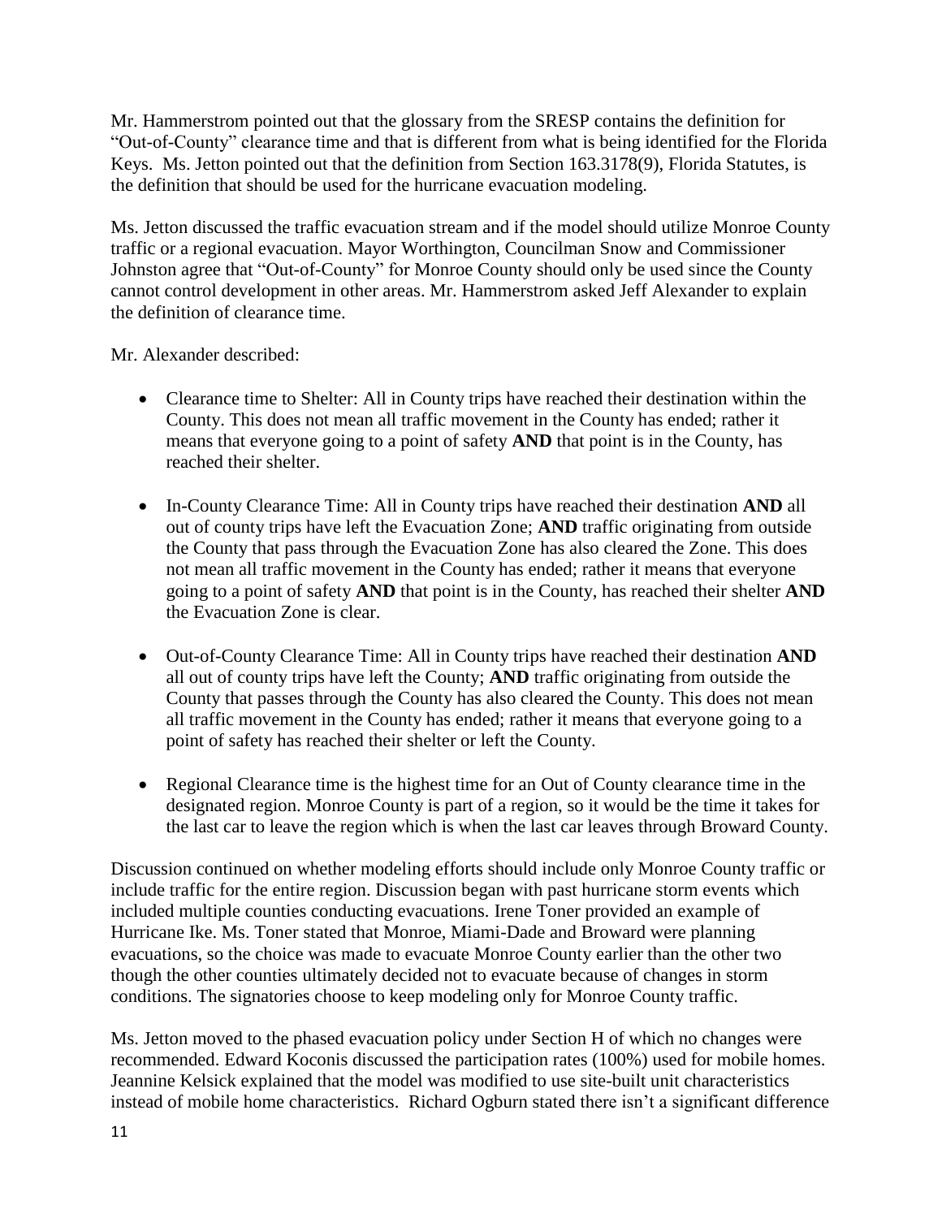Mr. Hammerstrom pointed out that the glossary from the SRESP contains the definition for "Out-of-County" clearance time and that is different from what is being identified for the Florida Keys. Ms. Jetton pointed out that the definition from Section 163.3178(9), Florida Statutes, is the definition that should be used for the hurricane evacuation modeling.

Ms. Jetton discussed the traffic evacuation stream and if the model should utilize Monroe County traffic or a regional evacuation. Mayor Worthington, Councilman Snow and Commissioner Johnston agree that "Out-of-County" for Monroe County should only be used since the County cannot control development in other areas. Mr. Hammerstrom asked Jeff Alexander to explain the definition of clearance time.

Mr. Alexander described:

- Clearance time to Shelter: All in County trips have reached their destination within the County. This does not mean all traffic movement in the County has ended; rather it means that everyone going to a point of safety **AND** that point is in the County, has reached their shelter.
- In-County Clearance Time: All in County trips have reached their destination **AND** all out of county trips have left the Evacuation Zone; **AND** traffic originating from outside the County that pass through the Evacuation Zone has also cleared the Zone. This does not mean all traffic movement in the County has ended; rather it means that everyone going to a point of safety **AND** that point is in the County, has reached their shelter **AND** the Evacuation Zone is clear.
- Out-of-County Clearance Time: All in County trips have reached their destination **AND** all out of county trips have left the County; **AND** traffic originating from outside the County that passes through the County has also cleared the County. This does not mean all traffic movement in the County has ended; rather it means that everyone going to a point of safety has reached their shelter or left the County.
- Regional Clearance time is the highest time for an Out of County clearance time in the designated region. Monroe County is part of a region, so it would be the time it takes for the last car to leave the region which is when the last car leaves through Broward County.

Discussion continued on whether modeling efforts should include only Monroe County traffic or include traffic for the entire region. Discussion began with past hurricane storm events which included multiple counties conducting evacuations. Irene Toner provided an example of Hurricane Ike. Ms. Toner stated that Monroe, Miami-Dade and Broward were planning evacuations, so the choice was made to evacuate Monroe County earlier than the other two though the other counties ultimately decided not to evacuate because of changes in storm conditions. The signatories choose to keep modeling only for Monroe County traffic.

Ms. Jetton moved to the phased evacuation policy under Section H of which no changes were recommended. Edward Koconis discussed the participation rates (100%) used for mobile homes. Jeannine Kelsick explained that the model was modified to use site-built unit characteristics instead of mobile home characteristics. Richard Ogburn stated there isn't a significant difference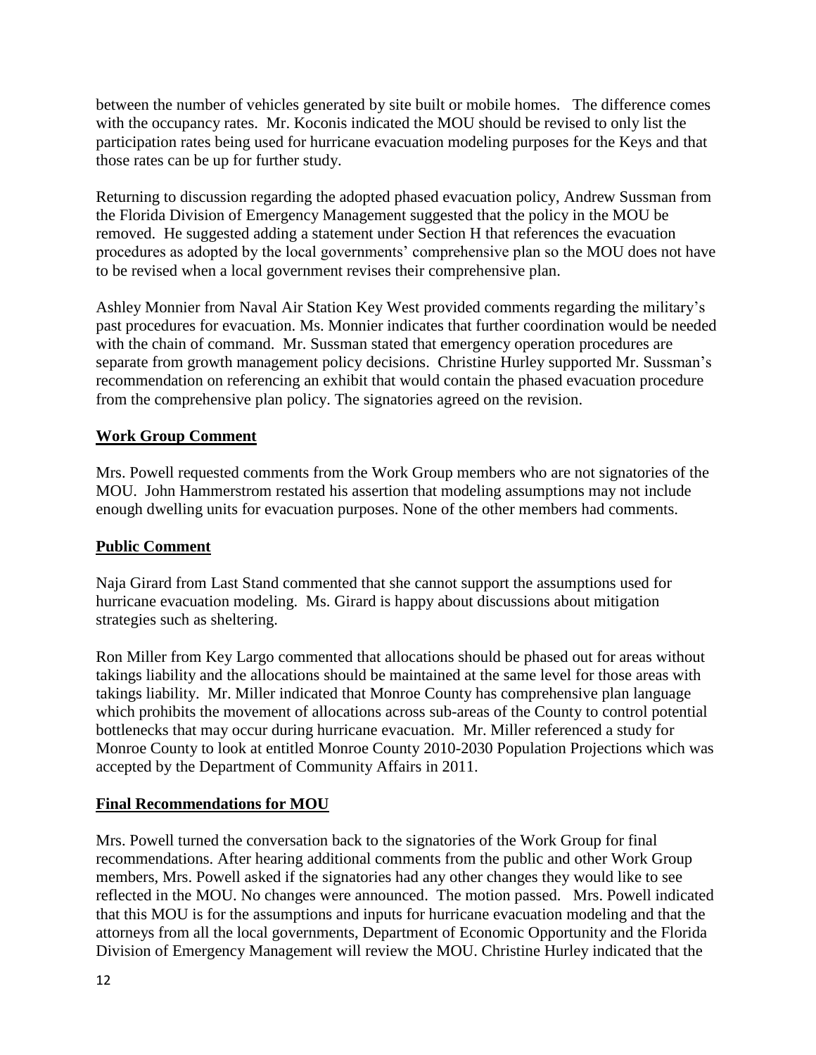between the number of vehicles generated by site built or mobile homes. The difference comes with the occupancy rates. Mr. Koconis indicated the MOU should be revised to only list the participation rates being used for hurricane evacuation modeling purposes for the Keys and that those rates can be up for further study.

Returning to discussion regarding the adopted phased evacuation policy, Andrew Sussman from the Florida Division of Emergency Management suggested that the policy in the MOU be removed. He suggested adding a statement under Section H that references the evacuation procedures as adopted by the local governments' comprehensive plan so the MOU does not have to be revised when a local government revises their comprehensive plan.

Ashley Monnier from Naval Air Station Key West provided comments regarding the military's past procedures for evacuation. Ms. Monnier indicates that further coordination would be needed with the chain of command. Mr. Sussman stated that emergency operation procedures are separate from growth management policy decisions. Christine Hurley supported Mr. Sussman's recommendation on referencing an exhibit that would contain the phased evacuation procedure from the comprehensive plan policy. The signatories agreed on the revision.

## Work Group Comment

Mrs. Powell requested comments from the Work Group members who are not signatories of the MOU. John Hammerstrom restated his assertion that modeling assumptions may not include enough dwelling units for evacuation purposes. None of the other members had comments.

## Public Comment

Naja Girard from Last Stand commented that she cannot support the assumptions used for hurricane evacuation modeling. Ms. Girard is happy about discussions about mitigation strategies such as sheltering.

Ron Miller from Key Largo commented that allocations should be phased out for areas without takings liability and the allocations should be maintained at the same level for those areas with takings liability. Mr. Miller indicated that Monroe County has comprehensive plan language which prohibits the movement of allocations across sub-areas of the County to control potential bottlenecks that may occur during hurricane evacuation. Mr. Miller referenced a study for Monroe County to look at entitled Monroe County 2010-2030 Population Projections which was accepted by the Department of Community Affairs in 2011.

## Final Recommendations for MOU

Mrs. Powell turned the conversation back to the signatories of the Work Group for final recommendations. After hearing additional comments from the public and other Work Group members, Mrs. Powell asked if the signatories had any other changes they would like to see reflected in the MOU. No changes were announced. The motion passed. Mrs. Powell indicated that this MOU is for the assumptions and inputs for hurricane evacuation modeling and that the attorneys from all the local governments, Department of Economic Opportunity and the Florida Division of Emergency Management will review the MOU. Christine Hurley indicated that the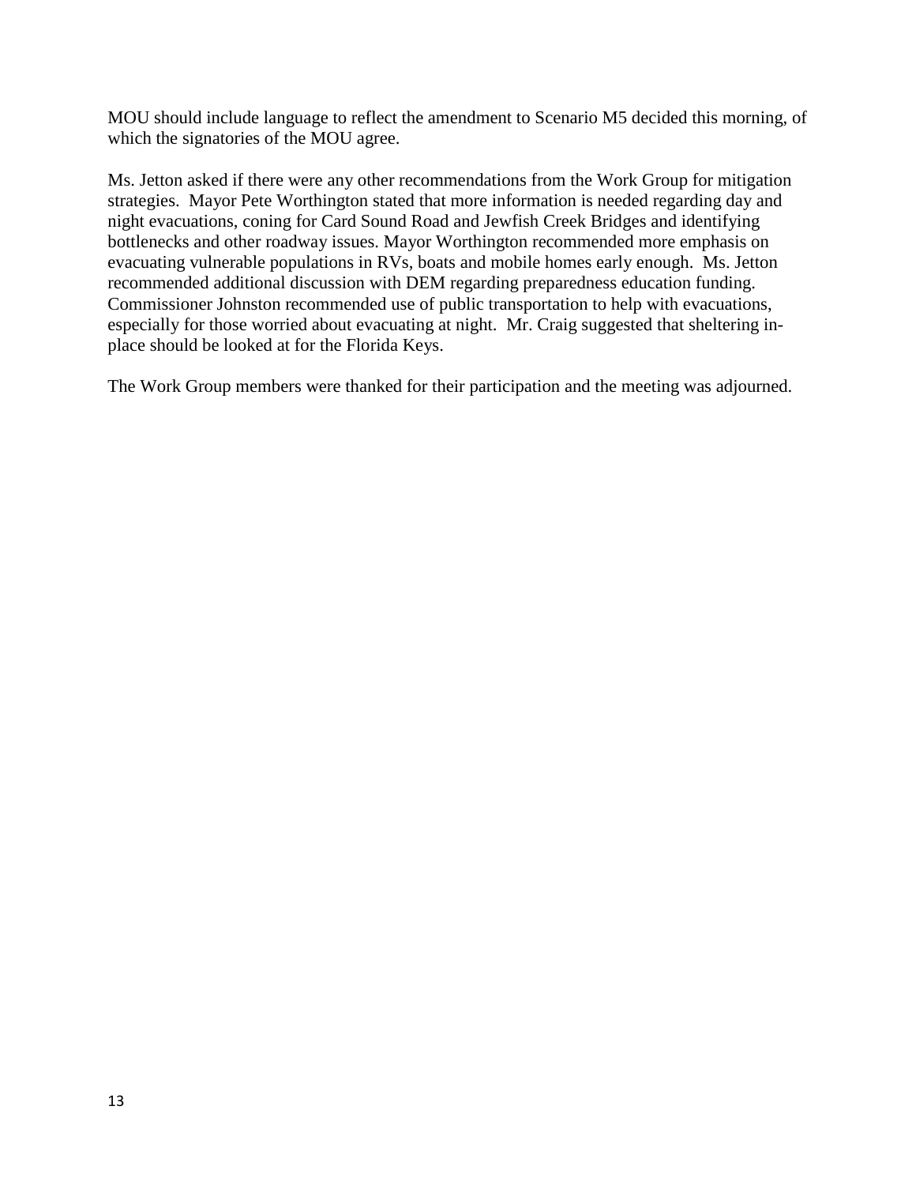MOU should include language to reflect the amendment to Scenario M5 decided this morning, of which the signatories of the MOU agree.

Ms. Jetton asked if there were any other recommendations from the Work Group for mitigation strategies. Mayor Pete Worthington stated that more information is needed regarding day and night evacuations, coning for Card Sound Road and Jewfish Creek Bridges and identifying bottlenecks and other roadway issues. Mayor Worthington recommended more emphasis on evacuating vulnerable populations in RVs, boats and mobile homes early enough. Ms. Jetton recommended additional discussion with DEM regarding preparedness education funding. Commissioner Johnston recommended use of public transportation to help with evacuations, especially for those worried about evacuating at night. Mr. Craig suggested that sheltering in-place should be looked at for the Florida Keys.

The Work Group members were thanked for their participation and the meeting was adjourned.